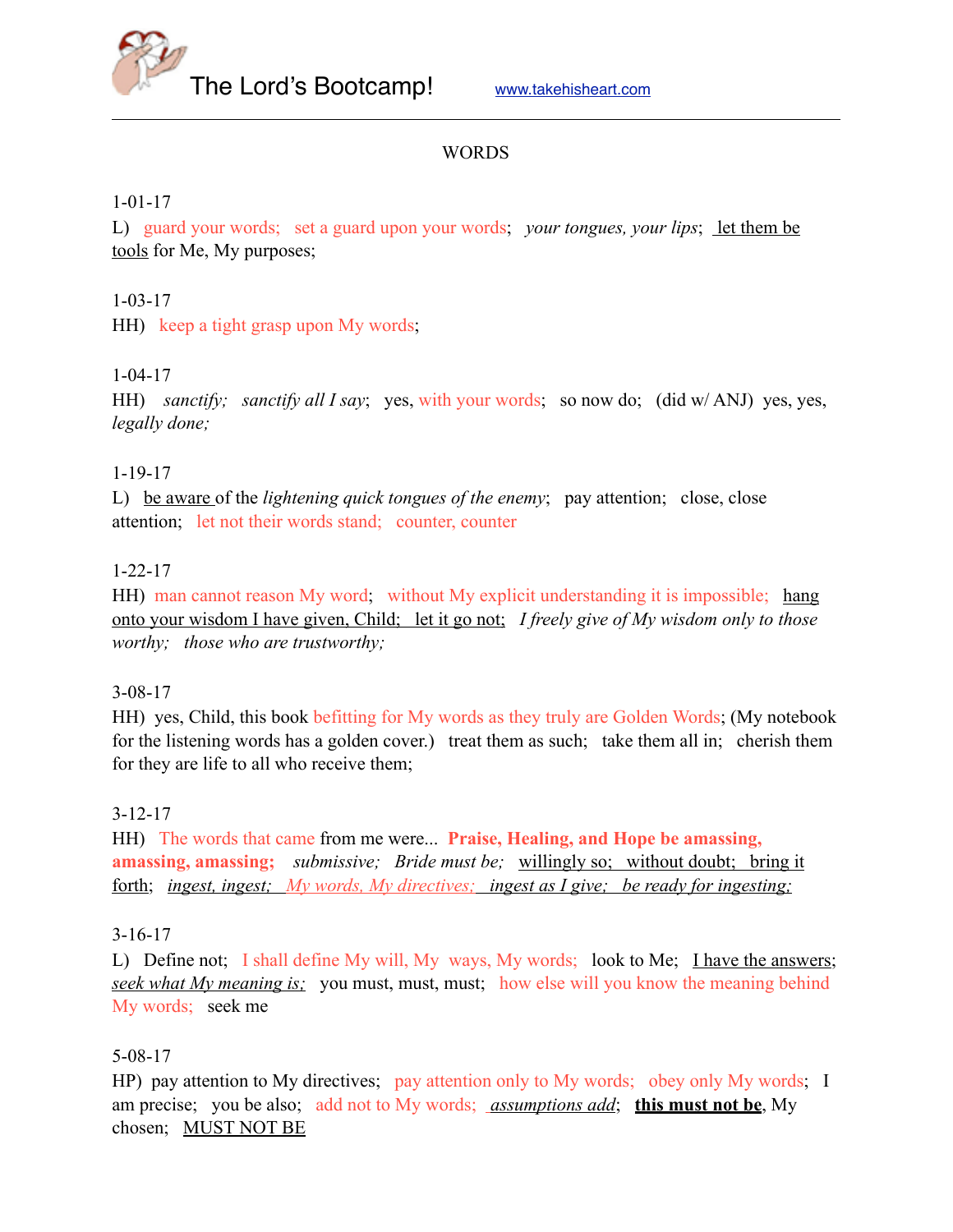# The Lord's Bootcamp!

www.takehisheart.com

## WORDS

1-01-17

L) guard your words; set a guard upon your words; *your tongues, your lips*; let them be tools for Me, My purposes;

1-03-17

HH) keep a tight grasp upon My words;

1-04-17

HH) *sanctify; sanctify all I say*; yes, with your words; so now do; (did w/ ANJ) yes, yes, *legally done;*

1-19-17

L) be aware of the *lightening quick tongues of the enemy*; pay attention; close, close attention; let not their words stand; counter, counter

1-22-17

HH) man cannot reason My word; without My explicit understanding it is impossible; hang onto your wisdom I have given, Child; let it go not; *I freely give of My wisdom only to those worthy; those who are trustworthy;*

3-08-17

HH) yes, Child, this book befitting for My words as they truly are Golden Words; (My notebook for the listening words has a golden cover.) treat them as such; take them all in; cherish them for they are life to all who receive them;

3-12-17

HH) The words that came from me were... **Praise, Healing, and Hope be amassing, amassing, amassing;** *submissive; Bride must be;* willingly so; without doubt; bring it forth; *ingest, ingest; My words, My directives; ingest as I give; be ready for ingesting;*

3-16-17

L) Define not; I shall define My will, My ways, My words; look to Me; I have the answers; *seek what My meaning is;* you must, must, must; how else will you know the meaning behind My words; seek me

5-08-17

HP) pay attention to My directives; pay attention only to My words; obey only My words; I am precise; you be also; add not to My words; *assumptions add*; **this must not be**, My chosen; MUST NOT BE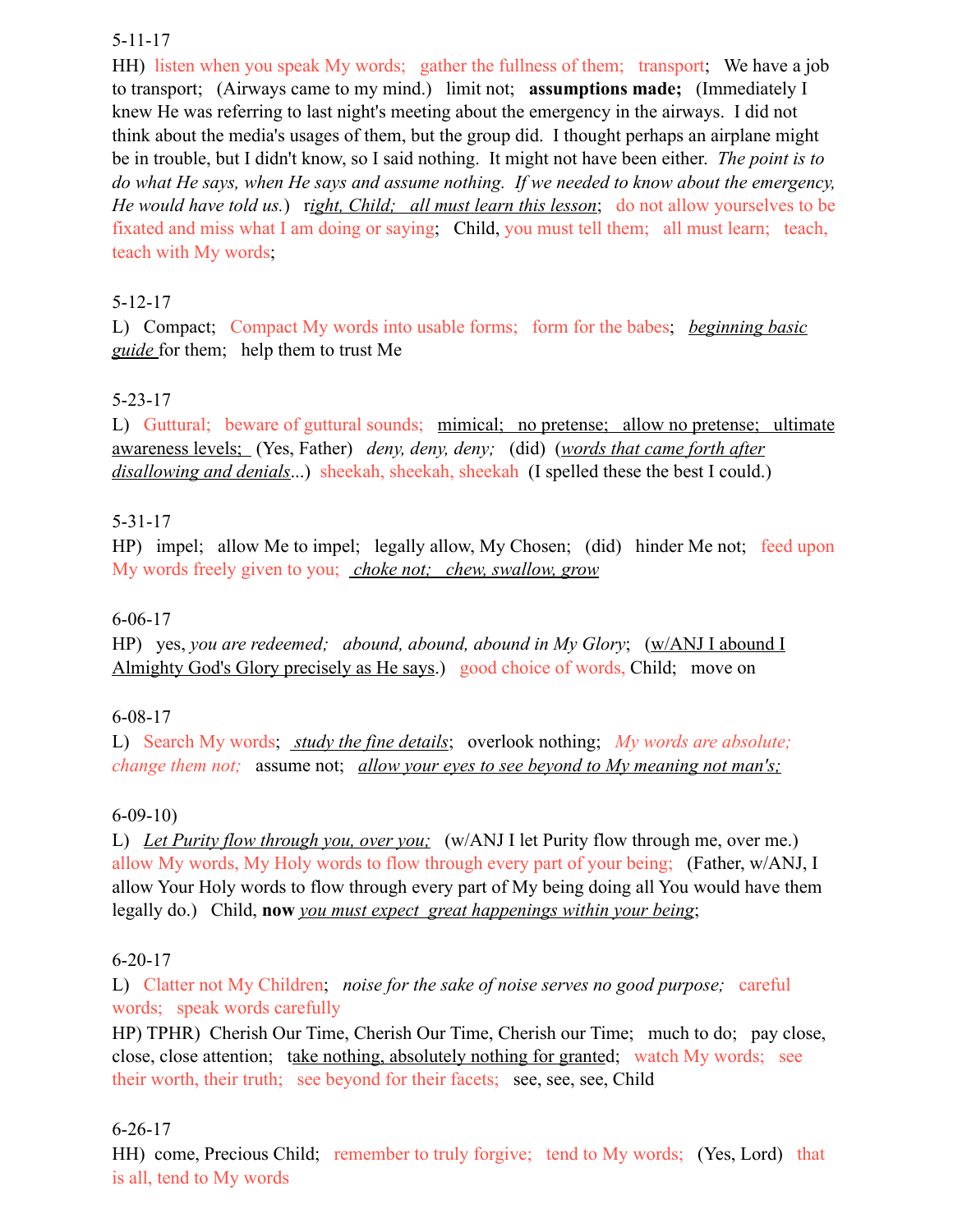5-11-17

HH) listen when you speak My words; gather the fullness of them; transport; We have a job to transport; (Airways came to my mind.) limit not; **assumptions made;** (Immediately I knew He was referring to last night's meeting about the emergency in the airways. I did not think about the media's usages of them, but the group did. I thought perhaps an airplane might be in trouble, but I didn't know, so I said nothing. It might not have been either. *The point is to do what He says, when He says and assume nothing. If we needed to know about the emergency, He would have told us.*) r*ight, Child; all must learn this lesson*; do not allow yourselves to be fixated and miss what I am doing or saying; Child, you must tell them; all must learn; teach, teach with My words;

5-12-17

L) Compact; Compact My words into usable forms; form for the babes; *beginning basic guide* for them; help them to trust Me

5-23-17

L) Guttural; beware of guttural sounds; mimical; no pretense; allow no pretense; ultimate awareness levels; (Yes, Father) *deny, deny, deny;* (did) (*words that came forth after disallowing and denials*...) sheekah, sheekah, sheekah (I spelled these the best I could.)

5-31-17

HP) impel; allow Me to impel; legally allow, My Chosen; (did) hinder Me not; feed upon My words freely given to you; *choke not; chew, swallow, grow*

6-06-17

HP) yes, *you are redeemed; abound, abound, abound in My Glory*; (w/ANJ I abound I Almighty God's Glory precisely as He says.) good choice of words, Child; move on

6-08-17

L) Search My words; *study the fine details*; overlook nothing; *My words are absolute; change them not;* assume not; *allow your eyes to see beyond to My meaning not man's;*

6-09-10)

L) *Let Purity flow through you, over you;* (w/ANJ I let Purity flow through me, over me.) allow My words, My Holy words to flow through every part of your being; (Father, w/ANJ, I allow Your Holy words to flow through every part of My being doing all You would have them legally do.) Child, **now** *you must expect great happenings within your being*;

6-20-17

L) Clatter not My Children; *noise for the sake of noise serves no good purpose;* careful words; speak words carefully

HP) TPHR) Cherish Our Time, Cherish Our Time, Cherish our Time; much to do; pay close, close, close attention; take nothing, absolutely nothing for granted; watch My words; see their worth, their truth; see beyond for their facets; see, see, see, Child

6-26-17

HH) come, Precious Child; remember to truly forgive; tend to My words; (Yes, Lord) that is all, tend to My words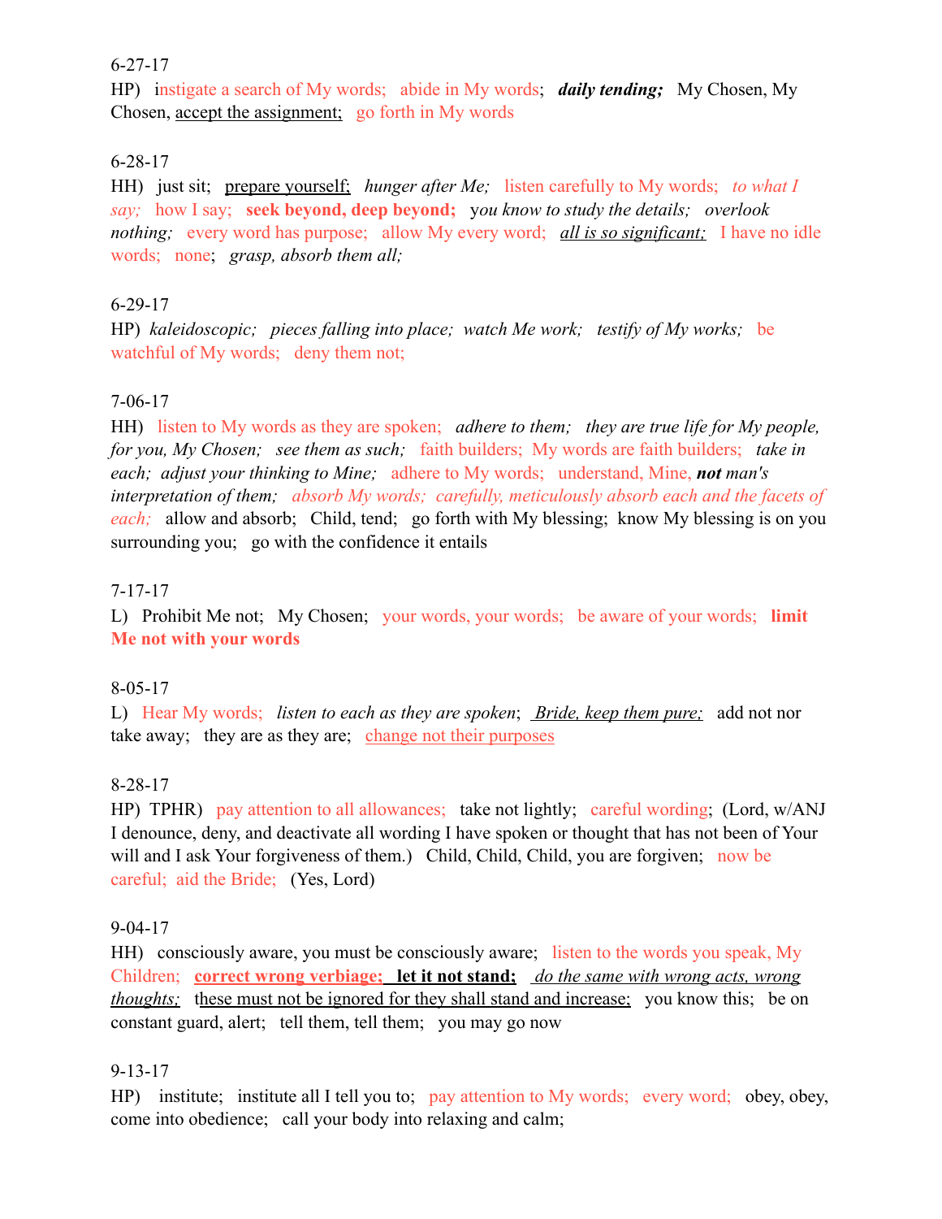6-27-17

HP) instigate a search of My words; abide in My words; ***daily tending;*** My Chosen, My Chosen, <u>accept the assignment;</u> go forth in My words

6-28-18

HH) just sit; <u>prepare yourself;</u> *hunger after Me;* listen carefully to My words; *to what I say;* how I say; **seek beyond, deep beyond;** *you know to study the details; overlook nothing;* every word has purpose; allow My every word; <u>*all is so significant;*</u> I have no idle words; none; *grasp, absorb them all;*

6-29-17

HP) *kaleidoscopic; pieces falling into place; watch Me work; testify of My works;* be watchful of My words; deny them not;

7-06-17

HH) listen to My words as they are spoken; *adhere to them; they are true life for My people, for you, My Chosen; see them as such;* faith builders; My words are faith builders; *take in each; adjust your thinking to Mine;* adhere to My words; understand, Mine, ***not*** *man's interpretation of them;* *absorb My words; carefully, meticulously absorb each and the facets of each;* allow and absorb; Child, tend; go forth with My blessing; know My blessing is on you surrounding you; go with the confidence it entails

7-17-17

L) Prohibit Me not; My Chosen; your words, your words; be aware of your words; **limit Me not with your words**

8-05-17

L) Hear My words; *listen to each as they are spoken*; <u>*Bride, keep them pure;*</u> add not nor take away; they are as they are; <u>change not their purposes</u>

8-28-17

HP) TPHR) pay attention to all allowances; take not lightly; careful wording; (Lord, w/ANJ I denounce, deny, and deactivate all wording I have spoken or thought that has not been of Your will and I ask Your forgiveness of them.) Child, Child, Child, you are forgiven; now be careful; aid the Bride; (Yes, Lord)

9-04-17

HH) consciously aware, you must be consciously aware; listen to the words you speak, My Children; <u>**correct wrong verbiage; let it not stand;**</u> <u>*do the same with wrong acts, wrong thoughts;*</u> <u>these must not be ignored for they shall stand and increase;</u> you know this; be on constant guard, alert; tell them, tell them; you may go now

9-13-17

HP) institute; institute all I tell you to; pay attention to My words; every word; obey, obey, come into obedience; call your body into relaxing and calm;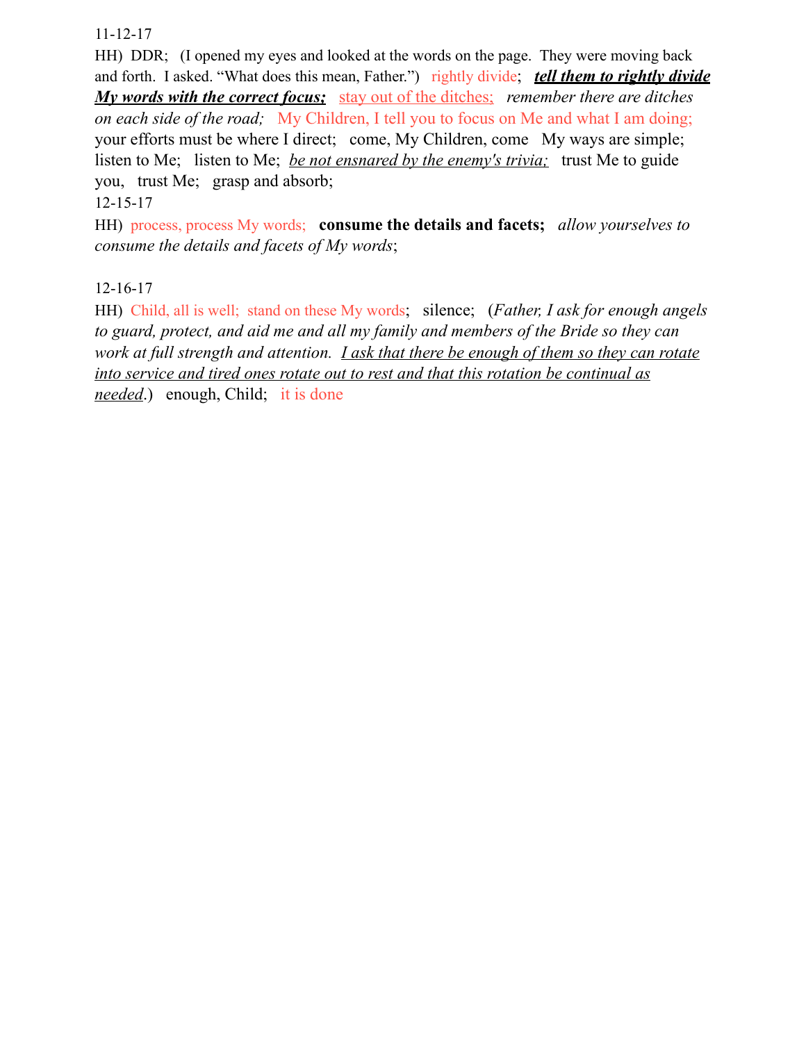11-12-17

HH) DDR; (I opened my eyes and looked at the words on the page. They were moving back and forth. I asked. "What does this mean, Father.") rightly divide; ***<u>tell them to rightly divide My words with the correct focus;</u>*** <u>stay out of the ditches;</u> *remember there are ditches on each side of the road;* My Children, I tell you to focus on Me and what I am doing; your efforts must be where I direct; come, My Children, come My ways are simple; listen to Me; listen to Me; *<u>be not ensnared by the enemy's trivia;</u>* trust Me to guide you, trust Me; grasp and absorb;

12-15-17

HH) process, process My words; **consume the details and facets;** *allow yourselves to consume the details and facets of My words*;

12-16-17

HH) Child, all is well; stand on these My words; silence; (*Father, I ask for enough angels to guard, protect, and aid me and all my family and members of the Bride so they can work at full strength and attention. <u>I ask that there be enough of them so they can rotate into service and tired ones rotate out to rest and that this rotation be continual as needed</u>.*) enough, Child; it is done